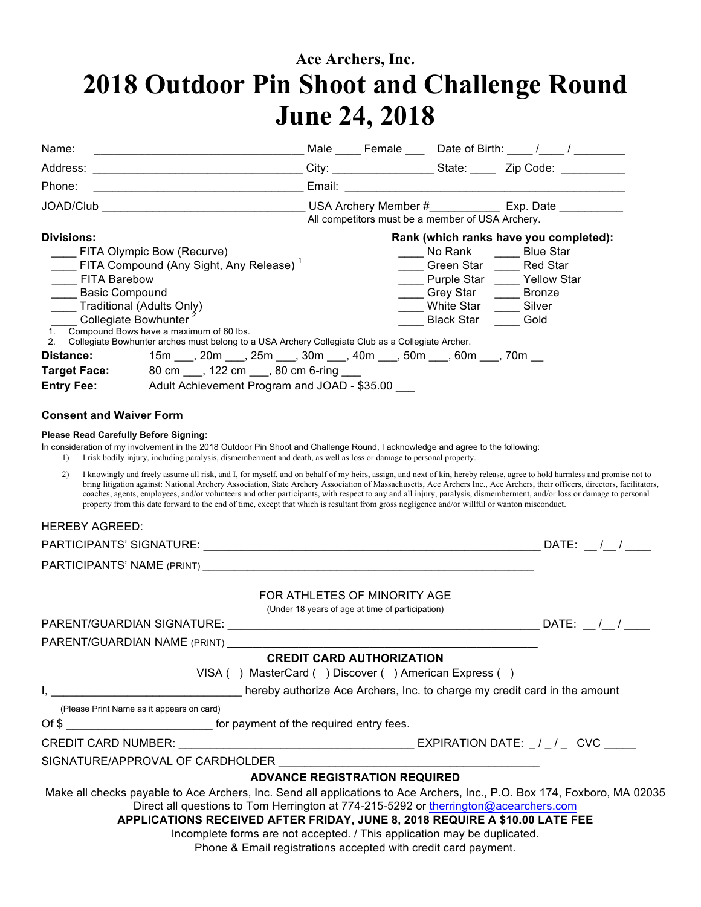### Ace Archers, Inc.

# 2018 Outdoor Pin Shoot and Challenge Round
# June 24, 2018

Name: ________________________________ Male ____ Female ___ Date of Birth: ____ /____ / ________

Address: ________________________________ City: _______________ State: ____ Zip Code: _________

Phone: ________________________________ Email: ________________________________________

JOAD/Club ______________________________ USA Archery Member #__________ Exp. Date _________

All competitors must be a member of USA Archery.

**Divisions:**

- ____ FITA Olympic Bow (Recurve)
- ____ FITA Compound (Any Sight, Any Release) [1]
- ____ FITA Barebow
- ____ Basic Compound
- ____ Traditional (Adults Only)
- ____ Collegiate Bowhunter [2]

**Rank (which ranks have you completed):**

| | |
|---|---|
| ____ No Rank | ____ Blue Star |
| ____ Green Star | ____ Red Star |
| ____ Purple Star | ____ Yellow Star |
| ____ Grey Star | ____ Bronze |
| ____ White Star | ____ Silver |
| ____ Black Star | ____ Gold |

1. Compound Bows have a maximum of 60 lbs.
2. Collegiate Bowhunter arches must belong to a USA Archery Collegiate Club as a Collegiate Archer.

**Distance:** 15m ___, 20m ___, 25m ___, 30m ___, 40m ___, 50m ___, 60m ___, 70m __

**Target Face:** 80 cm ___, 122 cm ___, 80 cm 6-ring ___

**Entry Fee:** Adult Achievement Program and JOAD - $35.00 ___

### Consent and Waiver Form

**Please Read Carefully Before Signing:**

In consideration of my involvement in the 2018 Outdoor Pin Shoot and Challenge Round, I acknowledge and agree to the following:

1) I risk bodily injury, including paralysis, dismemberment and death, as well as loss or damage to personal property.
2) I knowingly and freely assume all risk, and I, for myself, and on behalf of my heirs, assign, and next of kin, hereby release, agree to hold harmless and promise not to bring litigation against: National Archery Association, State Archery Association of Massachusetts, Ace Archers Inc., Ace Archers, their officers, directors, facilitators, coaches, agents, employees, and/or volunteers and other participants, with respect to any and all injury, paralysis, dismemberment, and/or loss or damage to personal property from this date forward to the end of time, except that which is resultant from gross negligence and/or willful or wanton misconduct.

HEREBY AGREED:

PARTICIPANTS' SIGNATURE: ____________________________________________ DATE: __ /__ / ____

PARTICIPANTS' NAME (PRINT) ____________________________________________

FOR ATHLETES OF MINORITY AGE

(Under 18 years of age at time of participation)

PARENT/GUARDIAN SIGNATURE: ________________________________________ DATE: __ /__ / ____

PARENT/GUARDIAN NAME (PRINT) ________________________________________

**CREDIT CARD AUTHORIZATION**

VISA ( ) MasterCard ( ) Discover ( ) American Express ( )

I, ____________________________ hereby authorize Ace Archers, Inc. to charge my credit card in the amount

(Please Print Name as it appears on card)

Of $ ______________________ for payment of the required entry fees.

CREDIT CARD NUMBER: ___________________________________ EXPIRATION DATE: _ / _ / _ CVC _____

SIGNATURE/APPROVAL OF CARDHOLDER ________________________________________

**ADVANCE REGISTRATION REQUIRED**

Make all checks payable to Ace Archers, Inc. Send all applications to Ace Archers, Inc., P.O. Box 174, Foxboro, MA 02035

Direct all questions to Tom Herrington at 774-215-5292 or therrington@acearchers.com

**APPLICATIONS RECEIVED AFTER FRIDAY, JUNE 8, 2018 REQUIRE A $10.00 LATE FEE**

Incomplete forms are not accepted. / This application may be duplicated.

Phone & Email registrations accepted with credit card payment.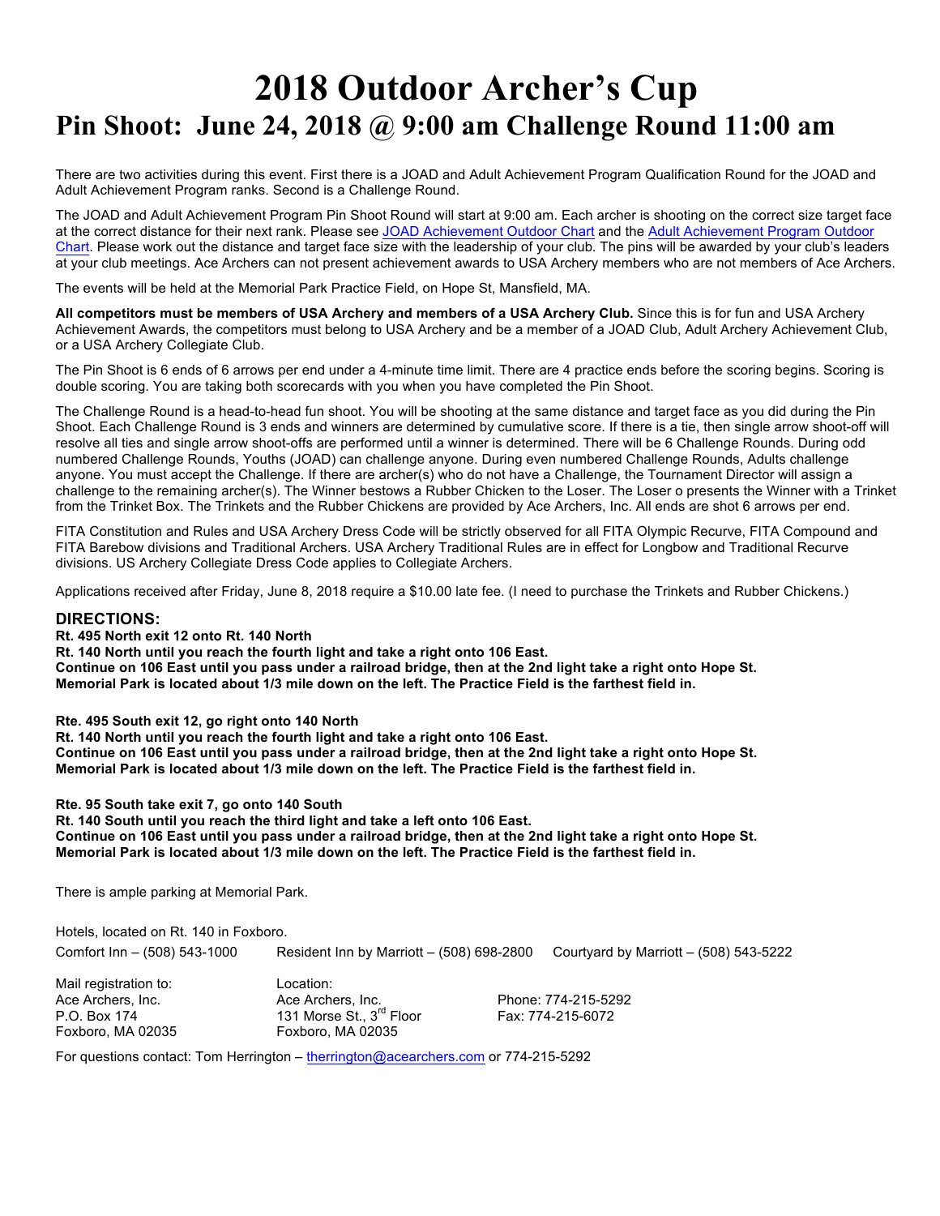# 2018 Outdoor Archer's Cup

## Pin Shoot: June 24, 2018 @ 9:00 am Challenge Round 11:00 am

There are two activities during this event. First there is a JOAD and Adult Achievement Program Qualification Round for the JOAD and Adult Achievement Program ranks. Second is a Challenge Round.

The JOAD and Adult Achievement Program Pin Shoot Round will start at 9:00 am. Each archer is shooting on the correct size target face at the correct distance for their next rank. Please see JOAD Achievement Outdoor Chart and the Adult Achievement Program Outdoor Chart. Please work out the distance and target face size with the leadership of your club. The pins will be awarded by your club's leaders at your club meetings. Ace Archers can not present achievement awards to USA Archery members who are not members of Ace Archers.

The events will be held at the Memorial Park Practice Field, on Hope St, Mansfield, MA.

**All competitors must be members of USA Archery and members of a USA Archery Club.** Since this is for fun and USA Archery Achievement Awards, the competitors must belong to USA Archery and be a member of a JOAD Club, Adult Archery Achievement Club, or a USA Archery Collegiate Club.

The Pin Shoot is 6 ends of 6 arrows per end under a 4-minute time limit. There are 4 practice ends before the scoring begins. Scoring is double scoring. You are taking both scorecards with you when you have completed the Pin Shoot.

The Challenge Round is a head-to-head fun shoot. You will be shooting at the same distance and target face as you did during the Pin Shoot. Each Challenge Round is 3 ends and winners are determined by cumulative score. If there is a tie, then single arrow shoot-off will resolve all ties and single arrow shoot-offs are performed until a winner is determined. There will be 6 Challenge Rounds. During odd numbered Challenge Rounds, Youths (JOAD) can challenge anyone. During even numbered Challenge Rounds, Adults challenge anyone. You must accept the Challenge. If there are archer(s) who do not have a Challenge, the Tournament Director will assign a challenge to the remaining archer(s). The Winner bestows a Rubber Chicken to the Loser. The Loser o presents the Winner with a Trinket from the Trinket Box. The Trinkets and the Rubber Chickens are provided by Ace Archers, Inc. All ends are shot 6 arrows per end.

FITA Constitution and Rules and USA Archery Dress Code will be strictly observed for all FITA Olympic Recurve, FITA Compound and FITA Barebow divisions and Traditional Archers. USA Archery Traditional Rules are in effect for Longbow and Traditional Recurve divisions. US Archery Collegiate Dress Code applies to Collegiate Archers.

Applications received after Friday, June 8, 2018 require a $10.00 late fee. (I need to purchase the Trinkets and Rubber Chickens.)

### DIRECTIONS:

**Rt. 495 North exit 12 onto Rt. 140 North**
**Rt. 140 North until you reach the fourth light and take a right onto 106 East.**
**Continue on 106 East until you pass under a railroad bridge, then at the 2nd light take a right onto Hope St.**
**Memorial Park is located about 1/3 mile down on the left. The Practice Field is the farthest field in.**

**Rte. 495 South exit 12, go right onto 140 North**
**Rt. 140 North until you reach the fourth light and take a right onto 106 East.**
**Continue on 106 East until you pass under a railroad bridge, then at the 2nd light take a right onto Hope St.**
**Memorial Park is located about 1/3 mile down on the left. The Practice Field is the farthest field in.**

**Rte. 95 South take exit 7, go onto 140 South**
**Rt. 140 South until you reach the third light and take a left onto 106 East.**
**Continue on 106 East until you pass under a railroad bridge, then at the 2nd light take a right onto Hope St.**
**Memorial Park is located about 1/3 mile down on the left. The Practice Field is the farthest field in.**

There is ample parking at Memorial Park.

Hotels, located on Rt. 140 in Foxboro.

Comfort Inn – (508) 543-1000 | Resident Inn by Marriott – (508) 698-2800 | Courtyard by Marriott – (508) 543-5222

Mail registration to:
Ace Archers, Inc.
P.O. Box 174
Foxboro, MA 02035

Location:
Ace Archers, Inc.
131 Morse St., 3rd Floor
Foxboro, MA 02035

Phone: 774-215-5292
Fax: 774-215-6072

For questions contact: Tom Herrington – therrington@acearchers.com or 774-215-5292